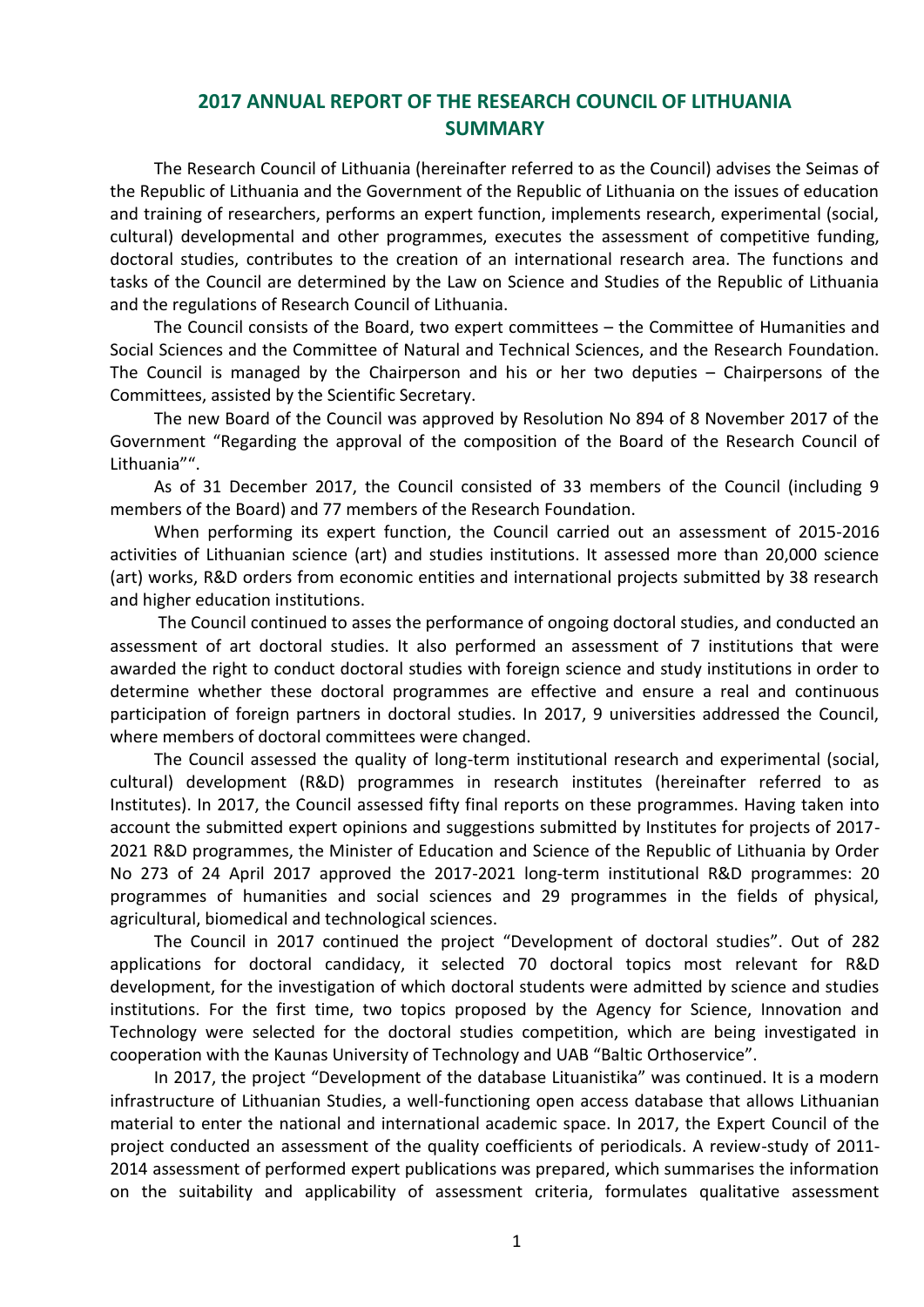# 2017 ANNUAL REPORT OF THE RESEARCH COUNCIL OF LITHUANIA SUMMARY

The Research Council of Lithuania (hereinafter referred to as the Council) advises the Seimas of the Republic of Lithuania and the Government of the Republic of Lithuania on the issues of education and training of researchers, performs an expert function, implements research, experimental (social, cultural) developmental and other programmes, executes the assessment of competitive funding, doctoral studies, contributes to the creation of an international research area. The functions and tasks of the Council are determined by the Law on Science and Studies of the Republic of Lithuania and the regulations of Research Council of Lithuania.

The Council consists of the Board, two expert committees – the Committee of Humanities and Social Sciences and the Committee of Natural and Technical Sciences, and the Research Foundation. The Council is managed by the Chairperson and his or her two deputies – Chairpersons of the Committees, assisted by the Scientific Secretary.

The new Board of the Council was approved by Resolution No 894 of 8 November 2017 of the Government "Regarding the approval of the composition of the Board of the Research Council of Lithuania"".

As of 31 December 2017, the Council consisted of 33 members of the Council (including 9 members of the Board) and 77 members of the Research Foundation.

When performing its expert function, the Council carried out an assessment of 2015-2016 activities of Lithuanian science (art) and studies institutions. It assessed more than 20,000 science (art) works, R&D orders from economic entities and international projects submitted by 38 research and higher education institutions.

The Council continued to asses the performance of ongoing doctoral studies, and conducted an assessment of art doctoral studies. It also performed an assessment of 7 institutions that were awarded the right to conduct doctoral studies with foreign science and study institutions in order to determine whether these doctoral programmes are effective and ensure a real and continuous participation of foreign partners in doctoral studies. In 2017, 9 universities addressed the Council, where members of doctoral committees were changed.

The Council assessed the quality of long-term institutional research and experimental (social, cultural) development (R&D) programmes in research institutes (hereinafter referred to as Institutes). In 2017, the Council assessed fifty final reports on these programmes. Having taken into account the submitted expert opinions and suggestions submitted by Institutes for projects of 2017-2021 R&D programmes, the Minister of Education and Science of the Republic of Lithuania by Order No 273 of 24 April 2017 approved the 2017-2021 long-term institutional R&D programmes: 20 programmes of humanities and social sciences and 29 programmes in the fields of physical, agricultural, biomedical and technological sciences.

The Council in 2017 continued the project "Development of doctoral studies". Out of 282 applications for doctoral candidacy, it selected 70 doctoral topics most relevant for R&D development, for the investigation of which doctoral students were admitted by science and studies institutions. For the first time, two topics proposed by the Agency for Science, Innovation and Technology were selected for the doctoral studies competition, which are being investigated in cooperation with the Kaunas University of Technology and UAB "Baltic Orthoservice".

In 2017, the project "Development of the database Lituanistika" was continued. It is a modern infrastructure of Lithuanian Studies, a well-functioning open access database that allows Lithuanian material to enter the national and international academic space. In 2017, the Expert Council of the project conducted an assessment of the quality coefficients of periodicals. A review-study of 2011-2014 assessment of performed expert publications was prepared, which summarises the information on the suitability and applicability of assessment criteria, formulates qualitative assessment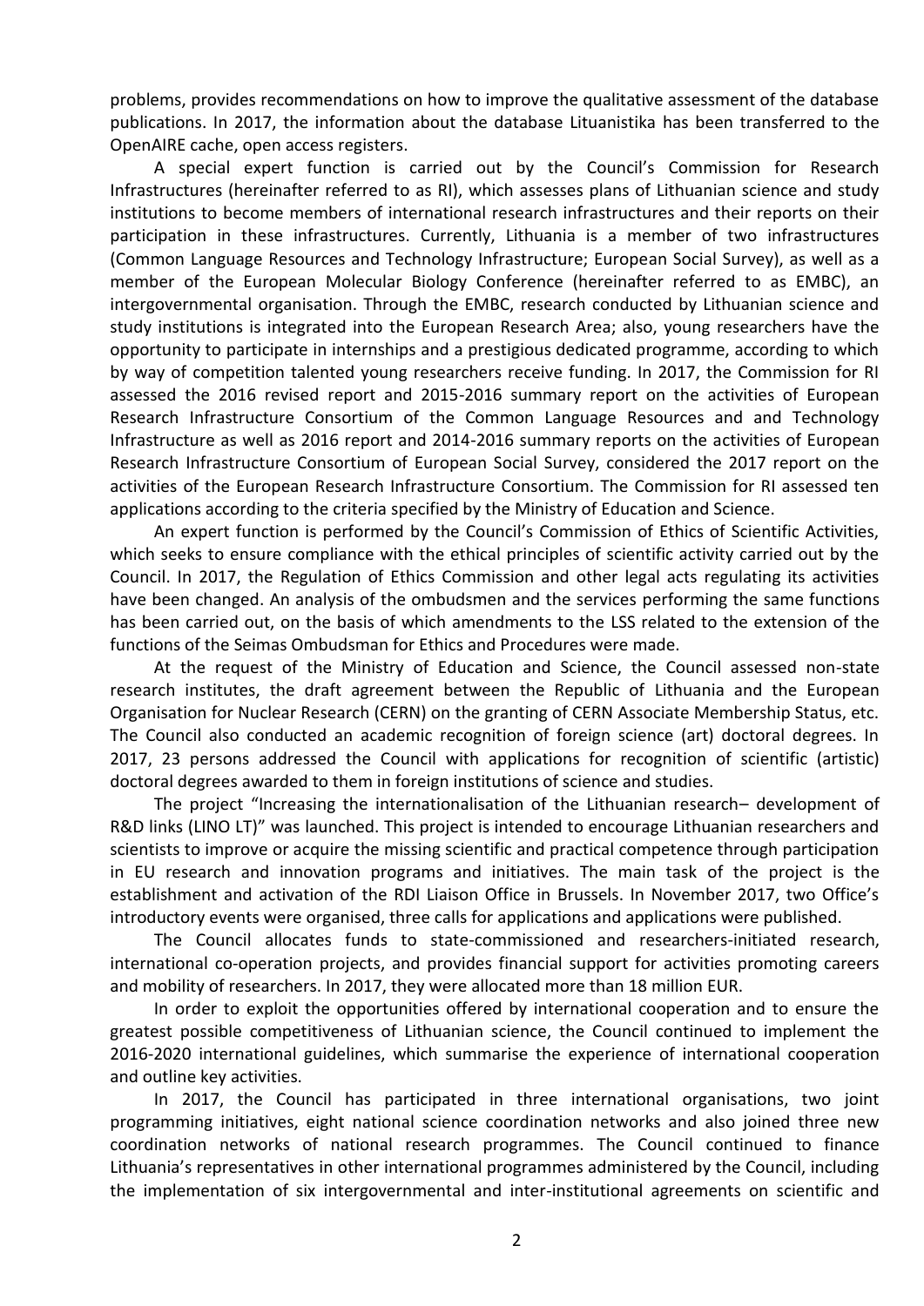problems, provides recommendations on how to improve the qualitative assessment of the database publications. In 2017, the information about the database Lituanistika has been transferred to the OpenAIRE cache, open access registers.

A special expert function is carried out by the Council's Commission for Research Infrastructures (hereinafter referred to as RI), which assesses plans of Lithuanian science and study institutions to become members of international research infrastructures and their reports on their participation in these infrastructures. Currently, Lithuania is a member of two infrastructures (Common Language Resources and Technology Infrastructure; European Social Survey), as well as a member of the European Molecular Biology Conference (hereinafter referred to as EMBC), an intergovernmental organisation. Through the EMBC, research conducted by Lithuanian science and study institutions is integrated into the European Research Area; also, young researchers have the opportunity to participate in internships and a prestigious dedicated programme, according to which by way of competition talented young researchers receive funding. In 2017, the Commission for RI assessed the 2016 revised report and 2015-2016 summary report on the activities of European Research Infrastructure Consortium of the Common Language Resources and and Technology Infrastructure as well as 2016 report and 2014-2016 summary reports on the activities of European Research Infrastructure Consortium of European Social Survey, considered the 2017 report on the activities of the European Research Infrastructure Consortium. The Commission for RI assessed ten applications according to the criteria specified by the Ministry of Education and Science.

An expert function is performed by the Council's Commission of Ethics of Scientific Activities, which seeks to ensure compliance with the ethical principles of scientific activity carried out by the Council. In 2017, the Regulation of Ethics Commission and other legal acts regulating its activities have been changed. An analysis of the ombudsmen and the services performing the same functions has been carried out, on the basis of which amendments to the LSS related to the extension of the functions of the Seimas Ombudsman for Ethics and Procedures were made.

At the request of the Ministry of Education and Science, the Council assessed non-state research institutes, the draft agreement between the Republic of Lithuania and the European Organisation for Nuclear Research (CERN) on the granting of CERN Associate Membership Status, etc. The Council also conducted an academic recognition of foreign science (art) doctoral degrees. In 2017, 23 persons addressed the Council with applications for recognition of scientific (artistic) doctoral degrees awarded to them in foreign institutions of science and studies.

The project "Increasing the internationalisation of the Lithuanian research– development of R&D links (LINO LT)" was launched. This project is intended to encourage Lithuanian researchers and scientists to improve or acquire the missing scientific and practical competence through participation in EU research and innovation programs and initiatives. The main task of the project is the establishment and activation of the RDI Liaison Office in Brussels. In November 2017, two Office's introductory events were organised, three calls for applications and applications were published.

The Council allocates funds to state-commissioned and researchers-initiated research, international co-operation projects, and provides financial support for activities promoting careers and mobility of researchers. In 2017, they were allocated more than 18 million EUR.

In order to exploit the opportunities offered by international cooperation and to ensure the greatest possible competitiveness of Lithuanian science, the Council continued to implement the 2016-2020 international guidelines, which summarise the experience of international cooperation and outline key activities.

In 2017, the Council has participated in three international organisations, two joint programming initiatives, eight national science coordination networks and also joined three new coordination networks of national research programmes. The Council continued to finance Lithuania's representatives in other international programmes administered by the Council, including the implementation of six intergovernmental and inter-institutional agreements on scientific and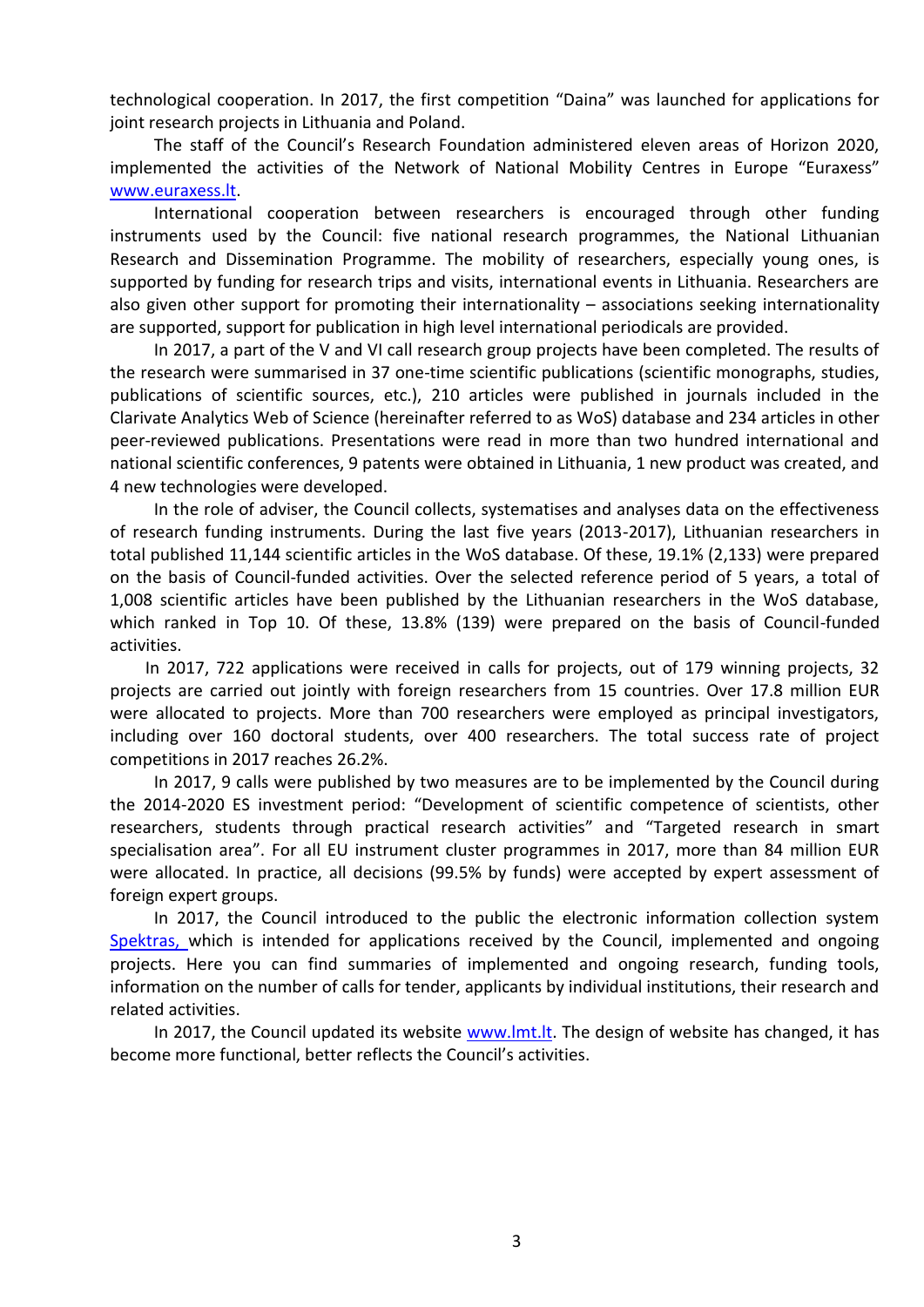technological cooperation. In 2017, the first competition "Daina" was launched for applications for joint research projects in Lithuania and Poland.

The staff of the Council's Research Foundation administered eleven areas of Horizon 2020, implemented the activities of the Network of National Mobility Centres in Europe "Euraxess" [www.euraxess.lt](www.euraxess.lt).

International cooperation between researchers is encouraged through other funding instruments used by the Council: five national research programmes, the National Lithuanian Research and Dissemination Programme. The mobility of researchers, especially young ones, is supported by funding for research trips and visits, international events in Lithuania. Researchers are also given other support for promoting their internationality – associations seeking internationality are supported, support for publication in high level international periodicals are provided.

In 2017, a part of the V and VI call research group projects have been completed. The results of the research were summarised in 37 one-time scientific publications (scientific monographs, studies, publications of scientific sources, etc.), 210 articles were published in journals included in the Clarivate Analytics Web of Science (hereinafter referred to as WoS) database and 234 articles in other peer-reviewed publications. Presentations were read in more than two hundred international and national scientific conferences, 9 patents were obtained in Lithuania, 1 new product was created, and 4 new technologies were developed.

In the role of adviser, the Council collects, systematises and analyses data on the effectiveness of research funding instruments. During the last five years (2013-2017), Lithuanian researchers in total published 11,144 scientific articles in the WoS database. Of these, 19.1% (2,133) were prepared on the basis of Council-funded activities. Over the selected reference period of 5 years, a total of 1,008 scientific articles have been published by the Lithuanian researchers in the WoS database, which ranked in Top 10. Of these, 13.8% (139) were prepared on the basis of Council-funded activities.

In 2017, 722 applications were received in calls for projects, out of 179 winning projects, 32 projects are carried out jointly with foreign researchers from 15 countries. Over 17.8 million EUR were allocated to projects. More than 700 researchers were employed as principal investigators, including over 160 doctoral students, over 400 researchers. The total success rate of project competitions in 2017 reaches 26.2%.

In 2017, 9 calls were published by two measures are to be implemented by the Council during the 2014-2020 ES investment period: "Development of scientific competence of scientists, other researchers, students through practical research activities" and "Targeted research in smart specialisation area". For all EU instrument cluster programmes in 2017, more than 84 million EUR were allocated. In practice, all decisions (99.5% by funds) were accepted by expert assessment of foreign expert groups.

In 2017, the Council introduced to the public the electronic information collection system Spektras, which is intended for applications received by the Council, implemented and ongoing projects. Here you can find summaries of implemented and ongoing research, funding tools, information on the number of calls for tender, applicants by individual institutions, their research and related activities.

In 2017, the Council updated its website [www.lmt.lt](www.lmt.lt). The design of website has changed, it has become more functional, better reflects the Council's activities.